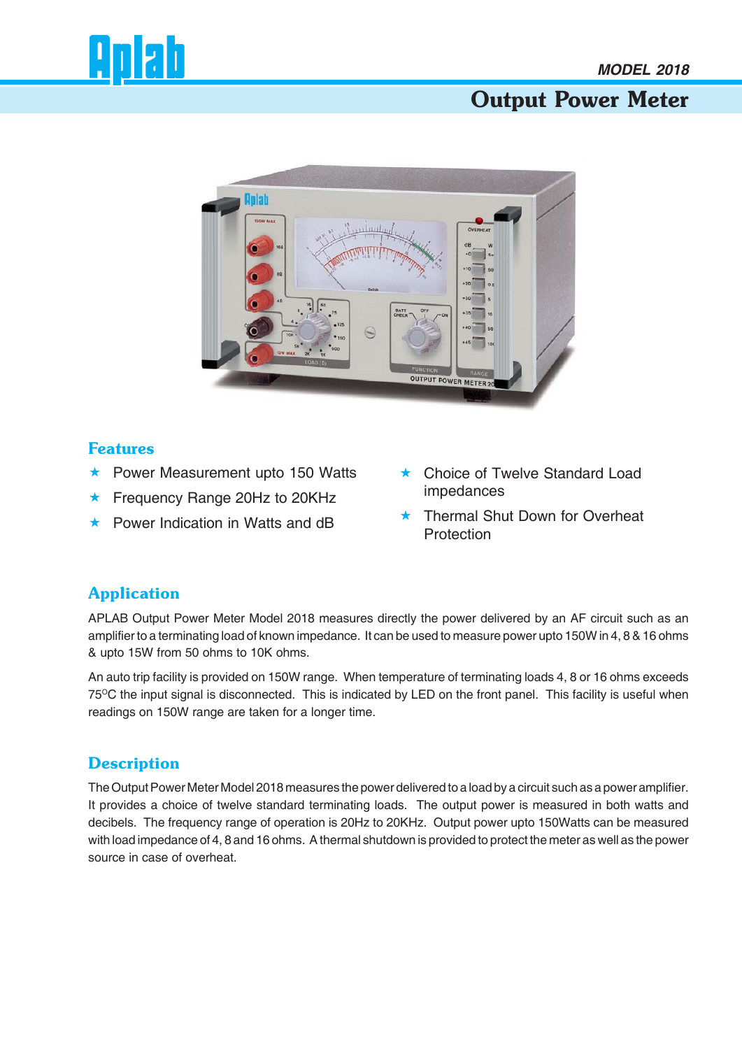MODEL 2018

# Output Power Meter

## Features

- ★ Power Measurement upto 150 Watts
- ★ Frequency Range 20Hz to 20KHz
- ★ Power Indication in Watts and dB
- ★ Choice of Twelve Standard Load impedances
- ★ Thermal Shut Down for Overheat Protection

## Application

APLAB Output Power Meter Model 2018 measures directly the power delivered by an AF circuit such as an amplifier to a terminating load of known impedance. It can be used to measure power upto 150W in 4, 8 & 16 ohms & upto 15W from 50 ohms to 10K ohms.

An auto trip facility is provided on 150W range. When temperature of terminating loads 4, 8 or 16 ohms exceeds 75$^{O}$C the input signal is disconnected. This is indicated by LED on the front panel. This facility is useful when readings on 150W range are taken for a longer time.

## Description

The Output Power Meter Model 2018 measures the power delivered to a load by a circuit such as a power amplifier. It provides a choice of twelve standard terminating loads. The output power is measured in both watts and decibels. The frequency range of operation is 20Hz to 20KHz. Output power upto 150Watts can be measured with load impedance of 4, 8 and 16 ohms. A thermal shutdown is provided to protect the meter as well as the power source in case of overheat.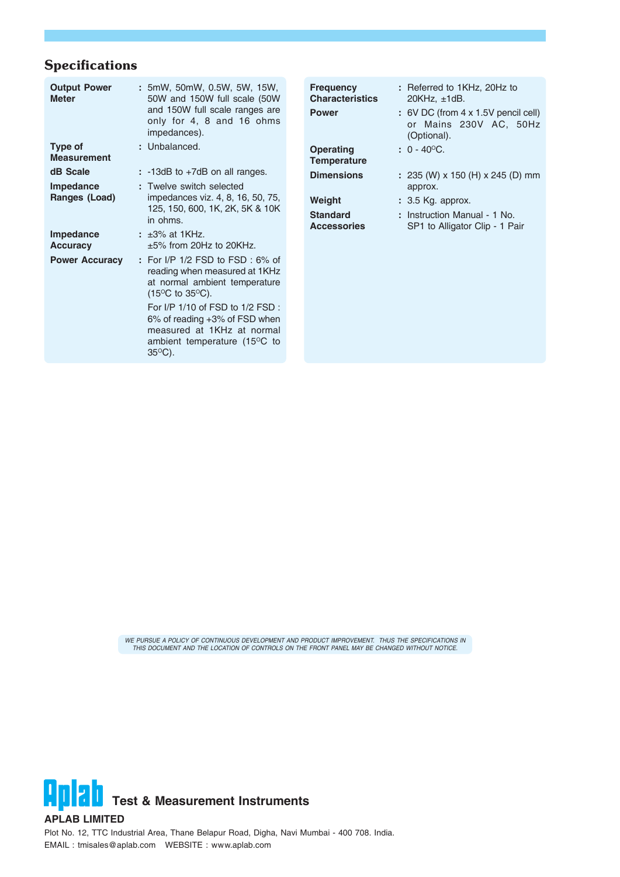## Specifications

| | |
|---|---|
| **Output Power Meter** | 5mW, 50mW, 0.5W, 5W, 15W, 50W and 150W full scale (50W and 150W full scale ranges are only for 4, 8 and 16 ohms impedances). |
| **Type of Measurement** | Unbalanced. |
| **dB Scale** | -13dB to +7dB on all ranges. |
| **Impedance Ranges (Load)** | Twelve switch selected impedances viz. 4, 8, 16, 50, 75, 125, 150, 600, 1K, 2K, 5K & 10K in ohms. |
| **Impedance Accuracy** | ±3% at 1KHz. ±5% from 20Hz to 20KHz. |
| **Power Accuracy** | For I/P 1/2 FSD to FSD : 6% of reading when measured at 1KHz at normal ambient temperature (15°C to 35°C). For I/P 1/10 of FSD to 1/2 FSD : 6% of reading +3% of FSD when measured at 1KHz at normal ambient temperature (15°C to 35°C). |
| **Frequency Characteristics** | Referred to 1KHz, 20Hz to 20KHz, ±1dB. |
| **Power** | 6V DC (from 4 x 1.5V pencil cell) or Mains 230V AC, 50Hz (Optional). |
| **Operating Temperature** | 0 - 40°C. |
| **Dimensions** | 235 (W) x 150 (H) x 245 (D) mm approx. |
| **Weight** | 3.5 Kg. approx. |
| **Standard Accessories** | Instruction Manual - 1 No. SP1 to Alligator Clip - 1 Pair |

*WE PURSUE A POLICY OF CONTINUOUS DEVELOPMENT AND PRODUCT IMPROVEMENT. THUS THE SPECIFICATIONS IN THIS DOCUMENT AND THE LOCATION OF CONTROLS ON THE FRONT PANEL MAY BE CHANGED WITHOUT NOTICE.*

**Aplab Test & Measurement Instruments**

**APLAB LIMITED**

Plot No. 12, TTC Industrial Area, Thane Belapur Road, Digha, Navi Mumbai - 400 708. India.

EMAIL : tmisales@aplab.com WEBSITE : www.aplab.com